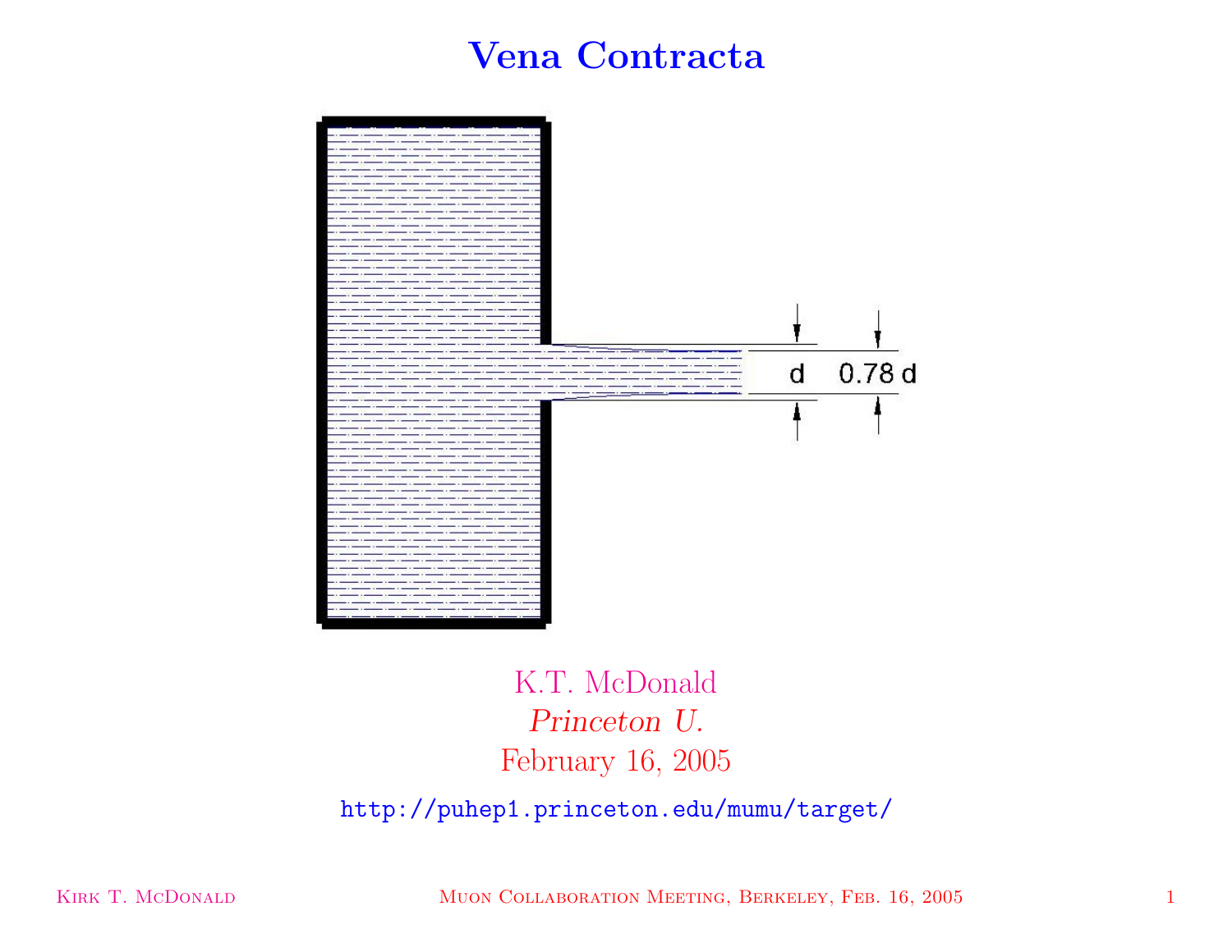# Vena Contracta

d

0.78 d

K.T. McDonald

*Princeton U.*

February 16, 2005

http://puhep1.princeton.edu/mumu/target/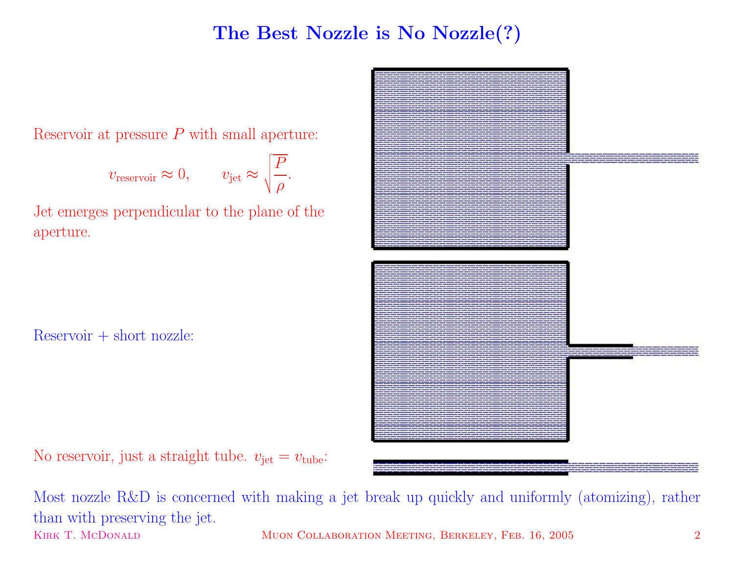# The Best Nozzle is No Nozzle(?)

Reservoir at pressure $P$ with small aperture:

$$v_{\text{reservoir}} \approx 0, \qquad v_{\text{jet}} \approx \sqrt{\frac{P}{\rho}}.$$

Jet emerges perpendicular to the plane of the aperture.

Reservoir + short nozzle:

No reservoir, just a straight tube. $v_{\text{jet}} = v_{\text{tube}}$:

Most nozzle R&D is concerned with making a jet break up quickly and uniformly (atomizing), rather than with preserving the jet.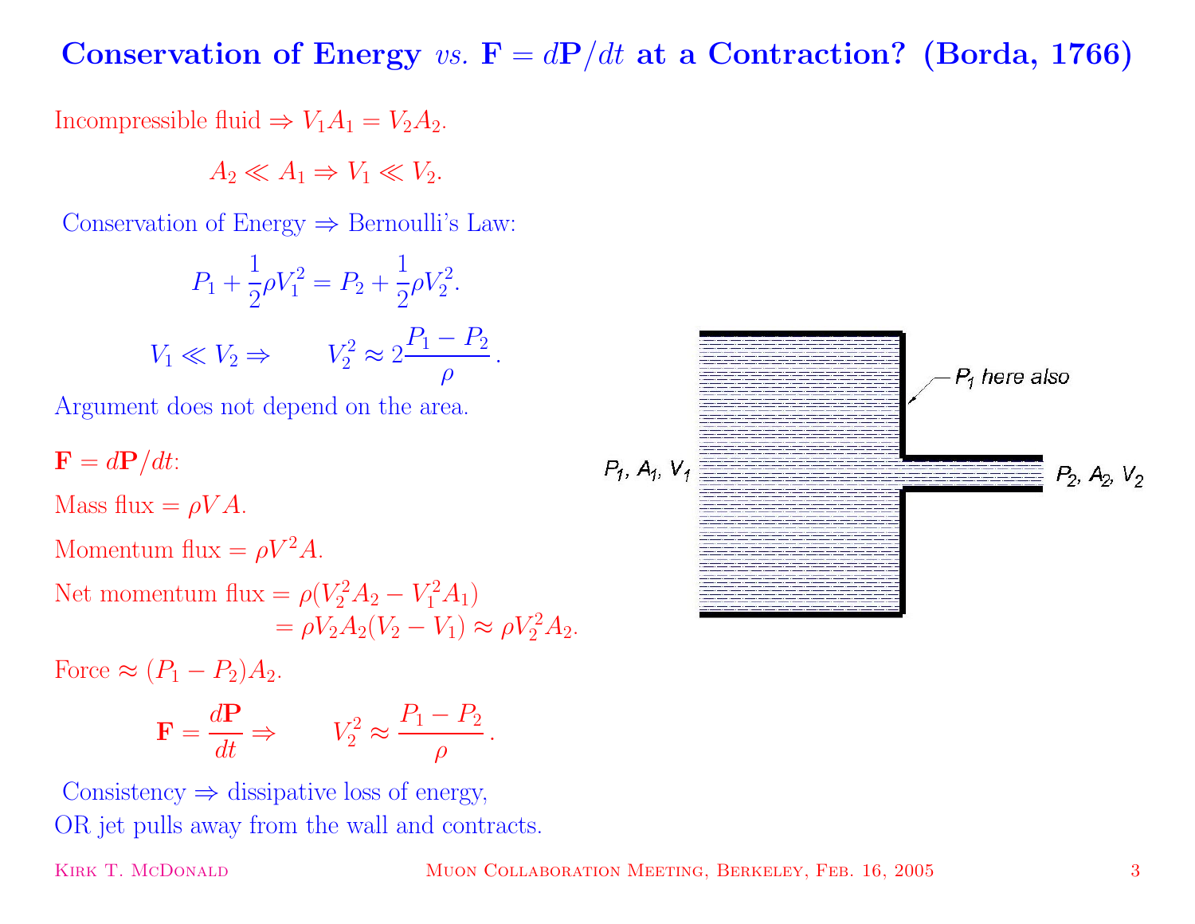# Conservation of Energy *vs.* $\mathbf{F} = d\mathbf{P}/dt$ at a Contraction? (Borda, 1766)

Incompressible fluid $\Rightarrow V_1 A_1 = V_2 A_2$.

$$A_2 \ll A_1 \Rightarrow V_1 \ll V_2.$$

Conservation of Energy $\Rightarrow$ Bernoulli's Law:

$$P_1 + \frac{1}{2}\rho V_1^2 = P_2 + \frac{1}{2}\rho V_2^2.$$

$$V_1 \ll V_2 \Rightarrow \qquad V_2^2 \approx 2\frac{P_1 - P_2}{\rho}.$$

Argument does not depend on the area.

$\mathbf{F} = d\mathbf{P}/dt$:

Mass flux $= \rho V A$.

Momentum flux $= \rho V^2 A$.

Net momentum flux $= \rho(V_2^2 A_2 - V_1^2 A_1)$
$= \rho V_2 A_2 (V_2 - V_1) \approx \rho V_2^2 A_2$.

Force $\approx (P_1 - P_2) A_2$.

$$\mathbf{F} = \frac{d\mathbf{P}}{dt} \Rightarrow \qquad V_2^2 \approx \frac{P_1 - P_2}{\rho}.$$

Consistency $\Rightarrow$ dissipative loss of energy,
OR jet pulls away from the wall and contracts.

$P_1$ here also

$P_1$, $A_1$, $V_1$

$P_2$, $A_2$, $V_2$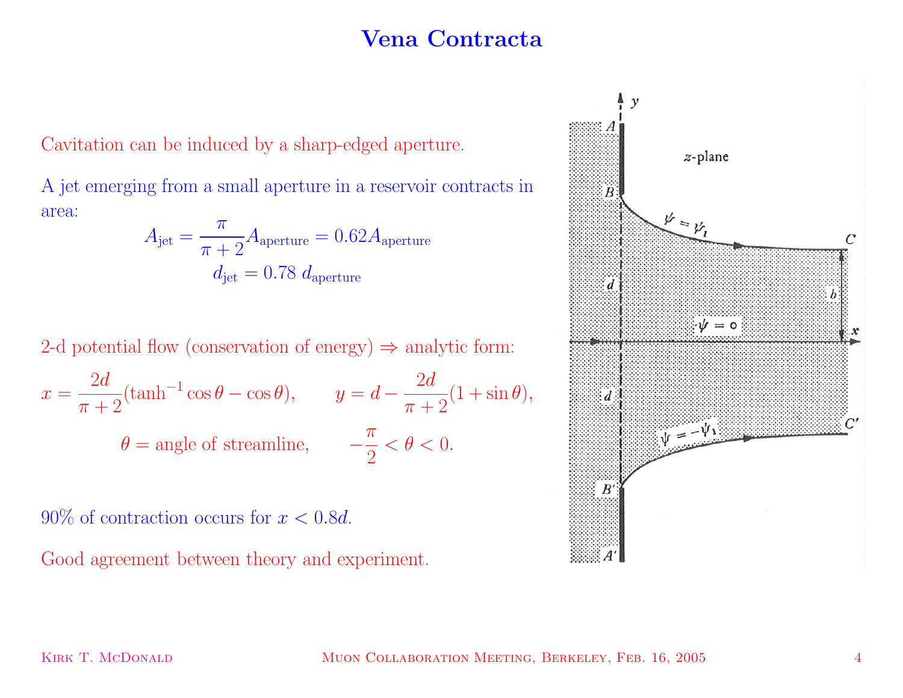# Vena Contracta

Cavitation can be induced by a sharp-edged aperture.

A jet emerging from a small aperture in a reservoir contracts in area:

$$A_{\text{jet}} = \frac{\pi}{\pi + 2} A_{\text{aperture}} = 0.62 A_{\text{aperture}}$$

$$d_{\text{jet}} = 0.78 \; d_{\text{aperture}}$$

2-d potential flow (conservation of energy) ⇒ analytic form:

$$x = \frac{2d}{\pi + 2}(\tanh^{-1}\cos\theta - \cos\theta), \qquad y = d - \frac{2d}{\pi + 2}(1 + \sin\theta),$$

$$\theta = \text{angle of streamline}, \qquad -\frac{\pi}{2} < \theta < 0.$$

90% of contraction occurs for $x < 0.8d$.

Good agreement between theory and experiment.

y

A

z-plane

B

$\psi = \psi_1$

C

d

b

$\psi = 0$

x

d

$\psi = -\psi_1$

C′

B′

A′